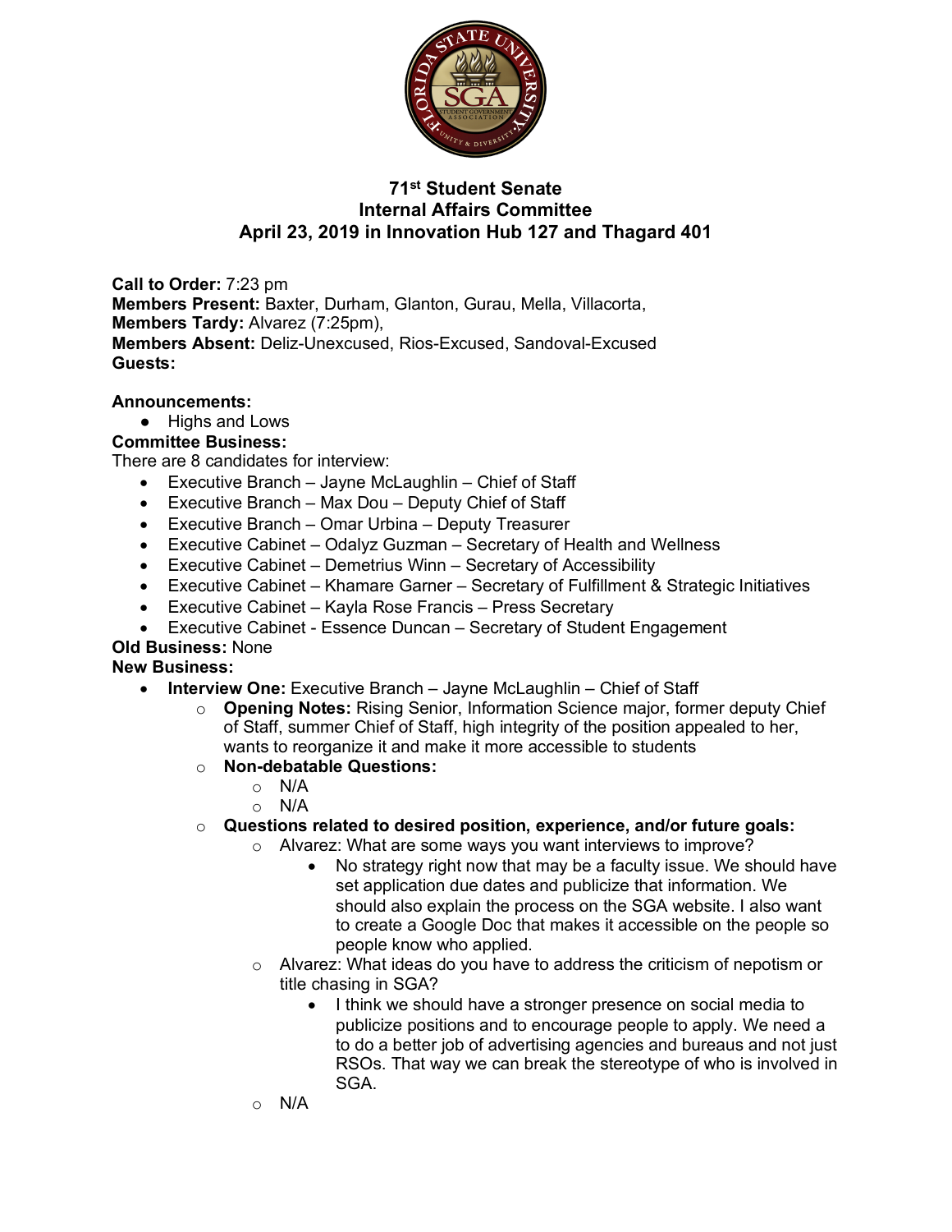# 71st Student Senate
## Internal Affairs Committee
## April 23, 2019 in Innovation Hub 127 and Thagard 401

**Call to Order:** 7:23 pm
**Members Present:** Baxter, Durham, Glanton, Gurau, Mella, Villacorta,
**Members Tardy:** Alvarez (7:25pm),
**Members Absent:** Deliz-Unexcused, Rios-Excused, Sandoval-Excused
**Guests:**

**Announcements:**

- Highs and Lows

**Committee Business:**
There are 8 candidates for interview:

- Executive Branch – Jayne McLaughlin – Chief of Staff
- Executive Branch – Max Dou – Deputy Chief of Staff
- Executive Branch – Omar Urbina – Deputy Treasurer
- Executive Cabinet – Odalyz Guzman – Secretary of Health and Wellness
- Executive Cabinet – Demetrius Winn – Secretary of Accessibility
- Executive Cabinet – Khamare Garner – Secretary of Fulfillment & Strategic Initiatives
- Executive Cabinet – Kayla Rose Francis – Press Secretary
- Executive Cabinet - Essence Duncan – Secretary of Student Engagement

**Old Business:** None
**New Business:**

- **Interview One:** Executive Branch – Jayne McLaughlin – Chief of Staff
  - **Opening Notes:** Rising Senior, Information Science major, former deputy Chief of Staff, summer Chief of Staff, high integrity of the position appealed to her, wants to reorganize it and make it more accessible to students
  - **Non-debatable Questions:**
    - N/A
    - N/A
  - **Questions related to desired position, experience, and/or future goals:**
    - Alvarez: What are some ways you want interviews to improve?
      - No strategy right now that may be a faculty issue. We should have set application due dates and publicize that information. We should also explain the process on the SGA website. I also want to create a Google Doc that makes it accessible on the people so people know who applied.
    - Alvarez: What ideas do you have to address the criticism of nepotism or title chasing in SGA?
      - I think we should have a stronger presence on social media to publicize positions and to encourage people to apply. We need a to do a better job of advertising agencies and bureaus and not just RSOs. That way we can break the stereotype of who is involved in SGA.
    - N/A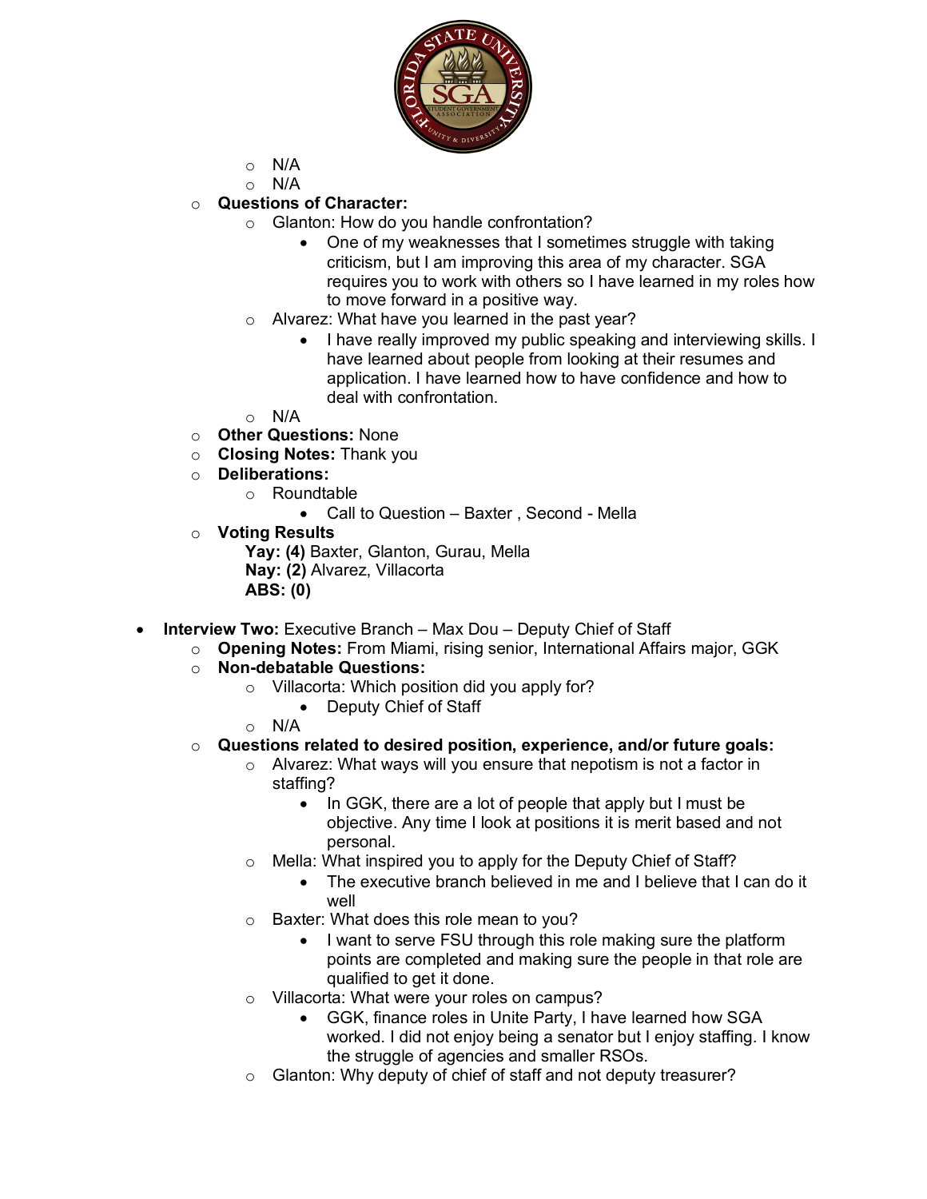- N/A
- N/A
- **Questions of Character:**
  - Glanton: How do you handle confrontation?
    - One of my weaknesses that I sometimes struggle with taking criticism, but I am improving this area of my character. SGA requires you to work with others so I have learned in my roles how to move forward in a positive way.
  - Alvarez: What have you learned in the past year?
    - I have really improved my public speaking and interviewing skills. I have learned about people from looking at their resumes and application. I have learned how to have confidence and how to deal with confrontation.
  - N/A
- **Other Questions:** None
- **Closing Notes:** Thank you
- **Deliberations:**
  - Roundtable
    - Call to Question – Baxter , Second - Mella
- **Voting Results**

  **Yay: (4)** Baxter, Glanton, Gurau, Mella
  **Nay: (2)** Alvarez, Villacorta
  **ABS: (0)**

- **Interview Two:** Executive Branch – Max Dou – Deputy Chief of Staff
  - **Opening Notes:** From Miami, rising senior, International Affairs major, GGK
  - **Non-debatable Questions:**
    - Villacorta: Which position did you apply for?
      - Deputy Chief of Staff
    - N/A
  - **Questions related to desired position, experience, and/or future goals:**
    - Alvarez: What ways will you ensure that nepotism is not a factor in staffing?
      - In GGK, there are a lot of people that apply but I must be objective. Any time I look at positions it is merit based and not personal.
    - Mella: What inspired you to apply for the Deputy Chief of Staff?
      - The executive branch believed in me and I believe that I can do it well
    - Baxter: What does this role mean to you?
      - I want to serve FSU through this role making sure the platform points are completed and making sure the people in that role are qualified to get it done.
    - Villacorta: What were your roles on campus?
      - GGK, finance roles in Unite Party, I have learned how SGA worked. I did not enjoy being a senator but I enjoy staffing. I know the struggle of agencies and smaller RSOs.
    - Glanton: Why deputy of chief of staff and not deputy treasurer?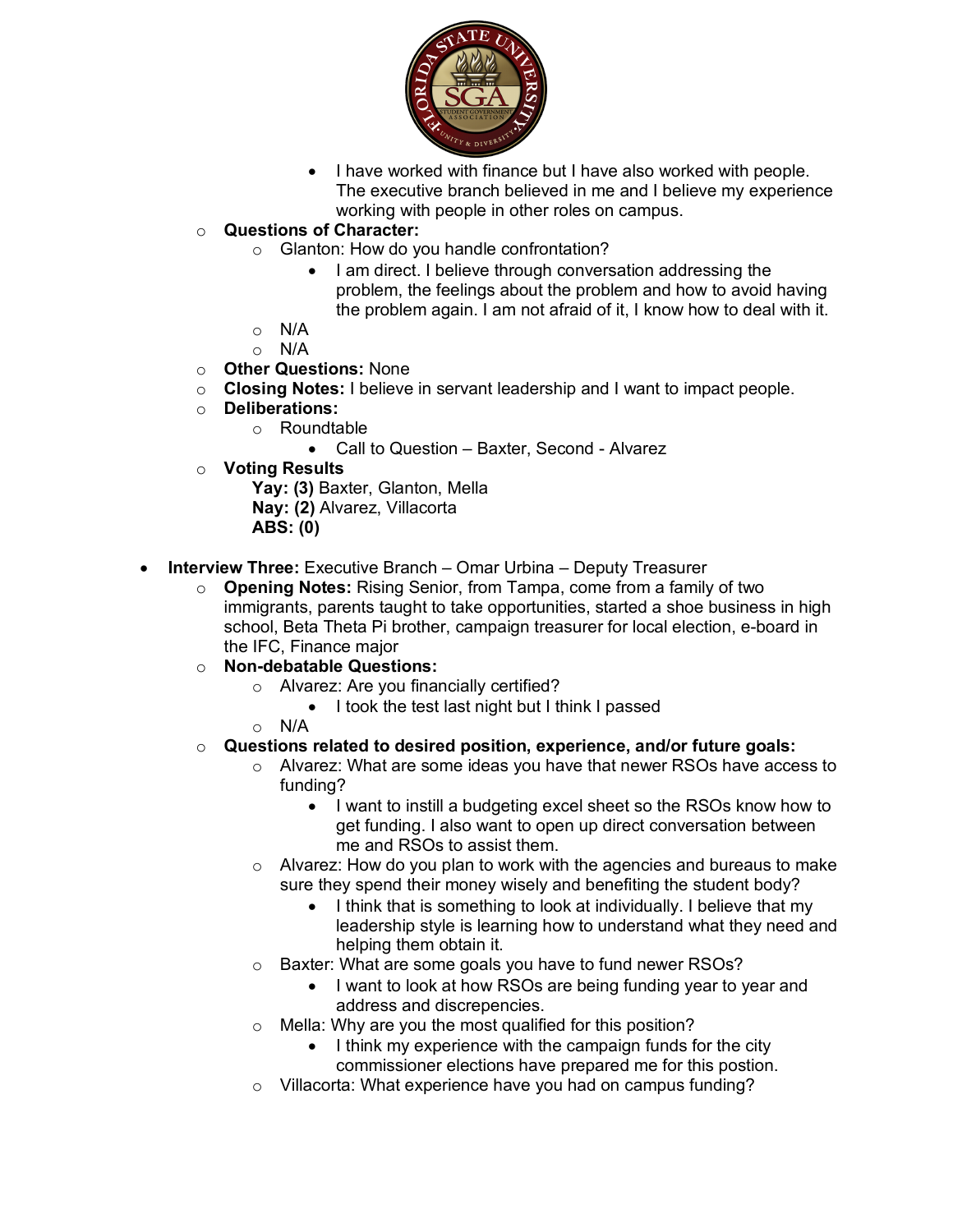- I have worked with finance but I have also worked with people. The executive branch believed in me and I believe my experience working with people in other roles on campus.
    - **Questions of Character:**
        - Glanton: How do you handle confrontation?
            - I am direct. I believe through conversation addressing the problem, the feelings about the problem and how to avoid having the problem again. I am not afraid of it, I know how to deal with it.
        - N/A
        - N/A
    - **Other Questions:** None
    - **Closing Notes:** I believe in servant leadership and I want to impact people.
    - **Deliberations:**
        - Roundtable
            - Call to Question – Baxter, Second - Alvarez
    - **Voting Results**
      **Yay: (3)** Baxter, Glanton, Mella
      **Nay: (2)** Alvarez, Villacorta
      **ABS: (0)**

- **Interview Three:** Executive Branch – Omar Urbina – Deputy Treasurer
    - **Opening Notes:** Rising Senior, from Tampa, come from a family of two immigrants, parents taught to take opportunities, started a shoe business in high school, Beta Theta Pi brother, campaign treasurer for local election, e-board in the IFC, Finance major
    - **Non-debatable Questions:**
        - Alvarez: Are you financially certified?
            - I took the test last night but I think I passed
        - N/A
    - **Questions related to desired position, experience, and/or future goals:**
        - Alvarez: What are some ideas you have that newer RSOs have access to funding?
            - I want to instill a budgeting excel sheet so the RSOs know how to get funding. I also want to open up direct conversation between me and RSOs to assist them.
        - Alvarez: How do you plan to work with the agencies and bureaus to make sure they spend their money wisely and benefiting the student body?
            - I think that is something to look at individually. I believe that my leadership style is learning how to understand what they need and helping them obtain it.
        - Baxter: What are some goals you have to fund newer RSOs?
            - I want to look at how RSOs are being funding year to year and address and discrepencies.
        - Mella: Why are you the most qualified for this position?
            - I think my experience with the campaign funds for the city commissioner elections have prepared me for this postion.
        - Villacorta: What experience have you had on campus funding?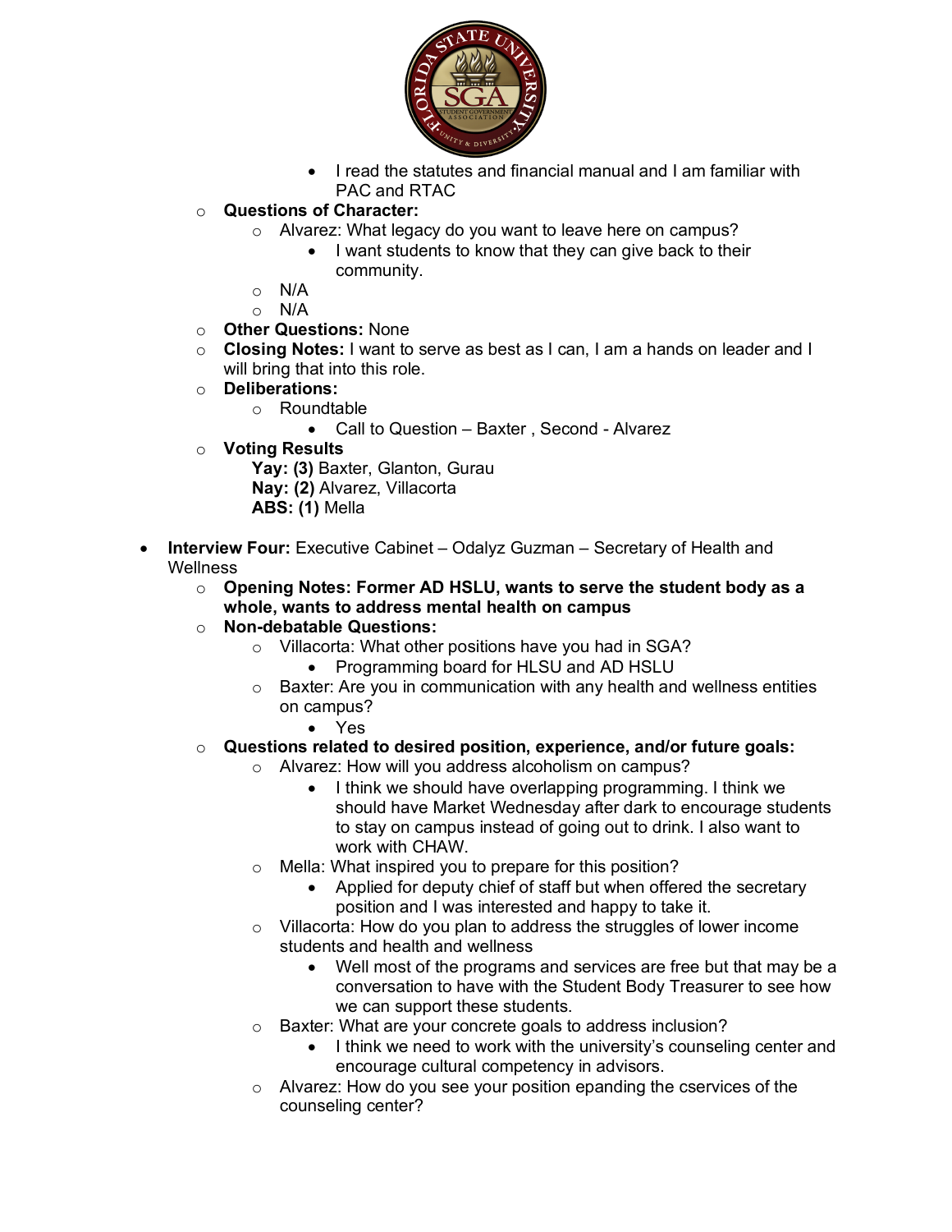- I read the statutes and financial manual and I am familiar with PAC and RTAC
    - **Questions of Character:**
        - Alvarez: What legacy do you want to leave here on campus?
            - I want students to know that they can give back to their community.
        - N/A
        - N/A
    - **Other Questions:** None
    - **Closing Notes:** I want to serve as best as I can, I am a hands on leader and I will bring that into this role.
    - **Deliberations:**
        - Roundtable
            - Call to Question – Baxter , Second - Alvarez
    - **Voting Results**

      **Yay: (3)** Baxter, Glanton, Gurau
      **Nay: (2)** Alvarez, Villacorta
      **ABS: (1)** Mella

- **Interview Four:** Executive Cabinet – Odalyz Guzman – Secretary of Health and Wellness
    - **Opening Notes: Former AD HSLU, wants to serve the student body as a whole, wants to address mental health on campus**
    - **Non-debatable Questions:**
        - Villacorta: What other positions have you had in SGA?
            - Programming board for HLSU and AD HSLU
        - Baxter: Are you in communication with any health and wellness entities on campus?
            - Yes
    - **Questions related to desired position, experience, and/or future goals:**
        - Alvarez: How will you address alcoholism on campus?
            - I think we should have overlapping programming. I think we should have Market Wednesday after dark to encourage students to stay on campus instead of going out to drink. I also want to work with CHAW.
        - Mella: What inspired you to prepare for this position?
            - Applied for deputy chief of staff but when offered the secretary position and I was interested and happy to take it.
        - Villacorta: How do you plan to address the struggles of lower income students and health and wellness
            - Well most of the programs and services are free but that may be a conversation to have with the Student Body Treasurer to see how we can support these students.
        - Baxter: What are your concrete goals to address inclusion?
            - I think we need to work with the university's counseling center and encourage cultural competency in advisors.
        - Alvarez: How do you see your position epanding the cservices of the counseling center?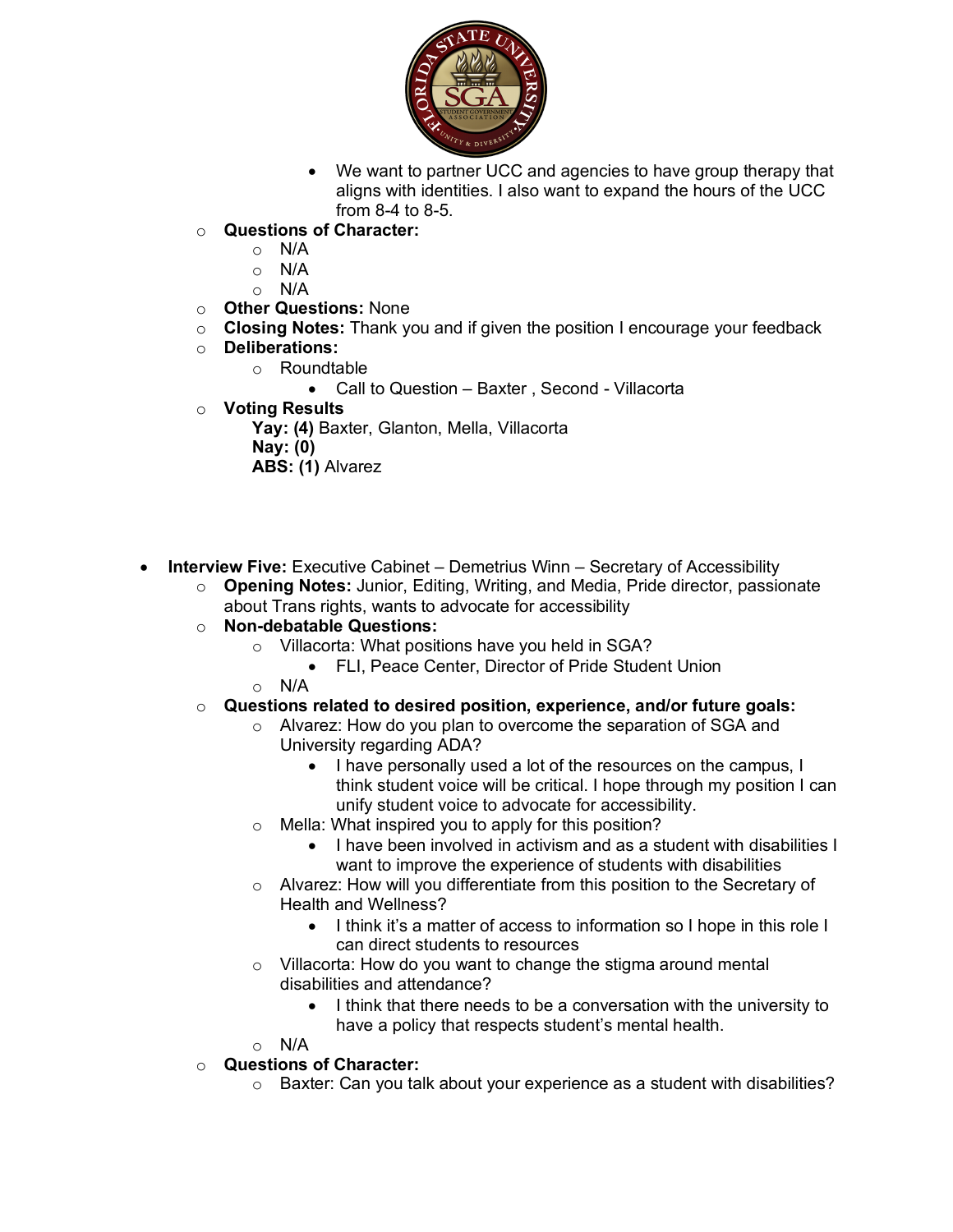- We want to partner UCC and agencies to have group therapy that aligns with identities. I also want to expand the hours of the UCC from 8-4 to 8-5.
- **Questions of Character:**
  - N/A
  - N/A
  - N/A
- **Other Questions:** None
- **Closing Notes:** Thank you and if given the position I encourage your feedback
- **Deliberations:**
  - Roundtable
    - Call to Question – Baxter , Second - Villacorta
- **Voting Results**

  **Yay: (4)** Baxter, Glanton, Mella, Villacorta
  **Nay: (0)**
  **ABS: (1)** Alvarez

- **Interview Five:** Executive Cabinet – Demetrius Winn – Secretary of Accessibility
  - **Opening Notes:** Junior, Editing, Writing, and Media, Pride director, passionate about Trans rights, wants to advocate for accessibility
  - **Non-debatable Questions:**
    - Villacorta: What positions have you held in SGA?
      - FLI, Peace Center, Director of Pride Student Union
    - N/A
  - **Questions related to desired position, experience, and/or future goals:**
    - Alvarez: How do you plan to overcome the separation of SGA and University regarding ADA?
      - I have personally used a lot of the resources on the campus, I think student voice will be critical. I hope through my position I can unify student voice to advocate for accessibility.
    - Mella: What inspired you to apply for this position?
      - I have been involved in activism and as a student with disabilities I want to improve the experience of students with disabilities
    - Alvarez: How will you differentiate from this position to the Secretary of Health and Wellness?
      - I think it's a matter of access to information so I hope in this role I can direct students to resources
    - Villacorta: How do you want to change the stigma around mental disabilities and attendance?
      - I think that there needs to be a conversation with the university to have a policy that respects student's mental health.
    - N/A
  - **Questions of Character:**
    - Baxter: Can you talk about your experience as a student with disabilities?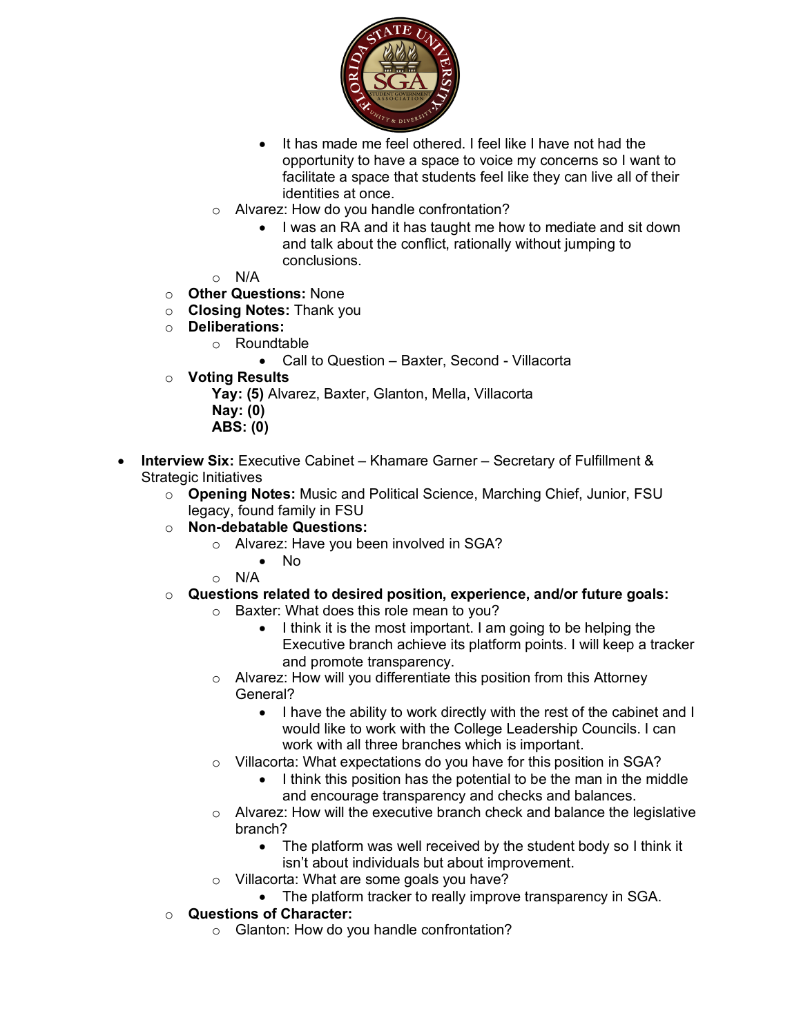- It has made me feel othered. I feel like I have not had the opportunity to have a space to voice my concerns so I want to facilitate a space that students feel like they can live all of their identities at once.
        - Alvarez: How do you handle confrontation?
            - I was an RA and it has taught me how to mediate and sit down and talk about the conflict, rationally without jumping to conclusions.
        - N/A
    - **Other Questions:** None
    - **Closing Notes:** Thank you
    - **Deliberations:**
        - Roundtable
            - Call to Question – Baxter, Second - Villacorta
    - **Voting Results**

      **Yay: (5)** Alvarez, Baxter, Glanton, Mella, Villacorta
      **Nay: (0)**
      **ABS: (0)**

- **Interview Six:** Executive Cabinet – Khamare Garner – Secretary of Fulfillment & Strategic Initiatives
    - **Opening Notes:** Music and Political Science, Marching Chief, Junior, FSU legacy, found family in FSU
    - **Non-debatable Questions:**
        - Alvarez: Have you been involved in SGA?
            - No
        - N/A
    - **Questions related to desired position, experience, and/or future goals:**
        - Baxter: What does this role mean to you?
            - I think it is the most important. I am going to be helping the Executive branch achieve its platform points. I will keep a tracker and promote transparency.
        - Alvarez: How will you differentiate this position from this Attorney General?
            - I have the ability to work directly with the rest of the cabinet and I would like to work with the College Leadership Councils. I can work with all three branches which is important.
        - Villacorta: What expectations do you have for this position in SGA?
            - I think this position has the potential to be the man in the middle and encourage transparency and checks and balances.
        - Alvarez: How will the executive branch check and balance the legislative branch?
            - The platform was well received by the student body so I think it isn't about individuals but about improvement.
        - Villacorta: What are some goals you have?
            - The platform tracker to really improve transparency in SGA.
    - **Questions of Character:**
        - Glanton: How do you handle confrontation?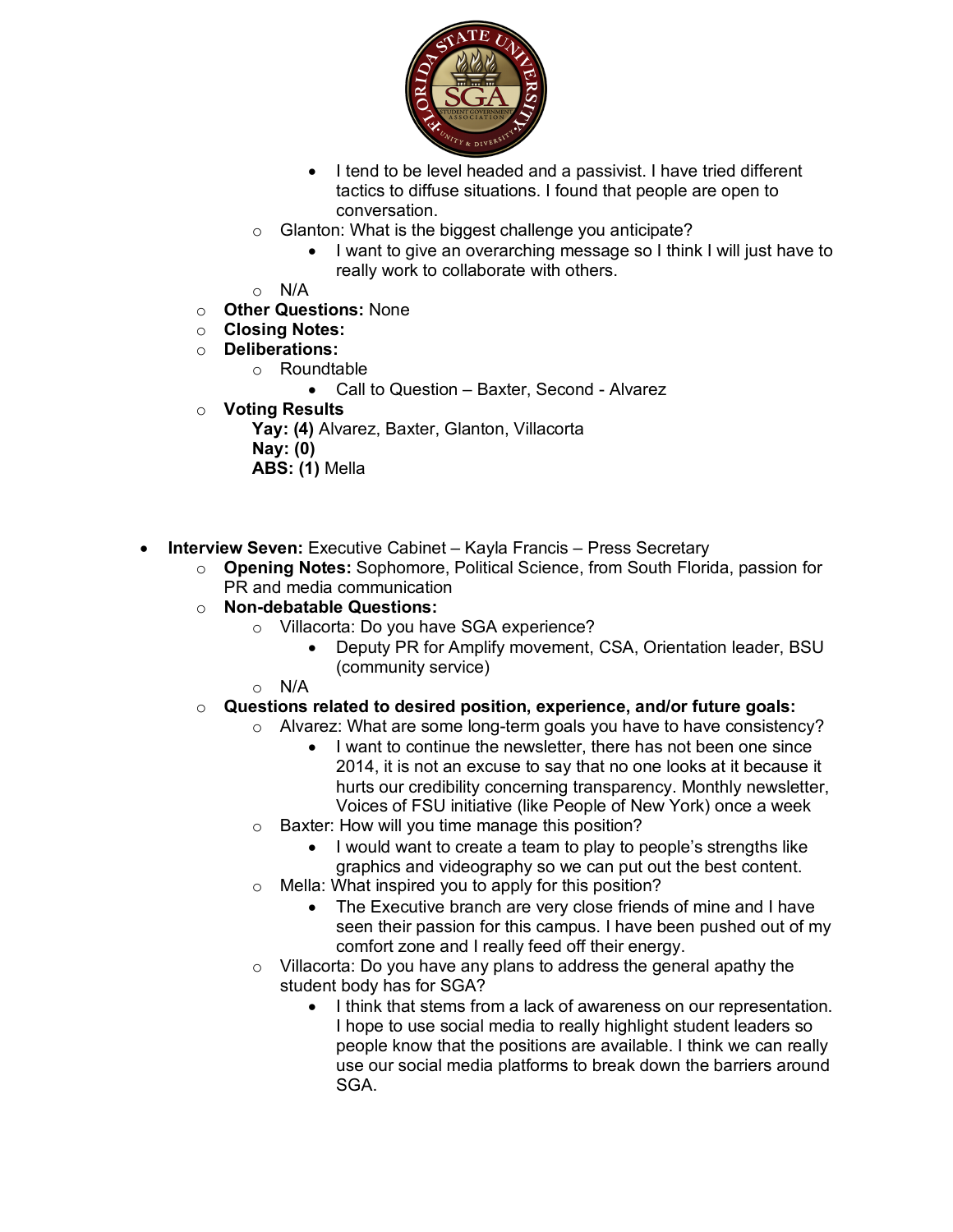- I tend to be level headed and a passivist. I have tried different tactics to diffuse situations. I found that people are open to conversation.
    - Glanton: What is the biggest challenge you anticipate?
        - I want to give an overarching message so I think I will just have to really work to collaborate with others.
    - N/A
  - **Other Questions:** None
  - **Closing Notes:**
  - **Deliberations:**
    - Roundtable
        - Call to Question – Baxter, Second - Alvarez
  - **Voting Results**

    **Yay: (4)** Alvarez, Baxter, Glanton, Villacorta
    **Nay: (0)**
    **ABS: (1)** Mella

- **Interview Seven:** Executive Cabinet – Kayla Francis – Press Secretary
  - **Opening Notes:** Sophomore, Political Science, from South Florida, passion for PR and media communication
  - **Non-debatable Questions:**
    - Villacorta: Do you have SGA experience?
        - Deputy PR for Amplify movement, CSA, Orientation leader, BSU (community service)
    - N/A
  - **Questions related to desired position, experience, and/or future goals:**
    - Alvarez: What are some long-term goals you have to have consistency?
        - I want to continue the newsletter, there has not been one since 2014, it is not an excuse to say that no one looks at it because it hurts our credibility concerning transparency. Monthly newsletter, Voices of FSU initiative (like People of New York) once a week
    - Baxter: How will you time manage this position?
        - I would want to create a team to play to people's strengths like graphics and videography so we can put out the best content.
    - Mella: What inspired you to apply for this position?
        - The Executive branch are very close friends of mine and I have seen their passion for this campus. I have been pushed out of my comfort zone and I really feed off their energy.
    - Villacorta: Do you have any plans to address the general apathy the student body has for SGA?
        - I think that stems from a lack of awareness on our representation. I hope to use social media to really highlight student leaders so people know that the positions are available. I think we can really use our social media platforms to break down the barriers around SGA.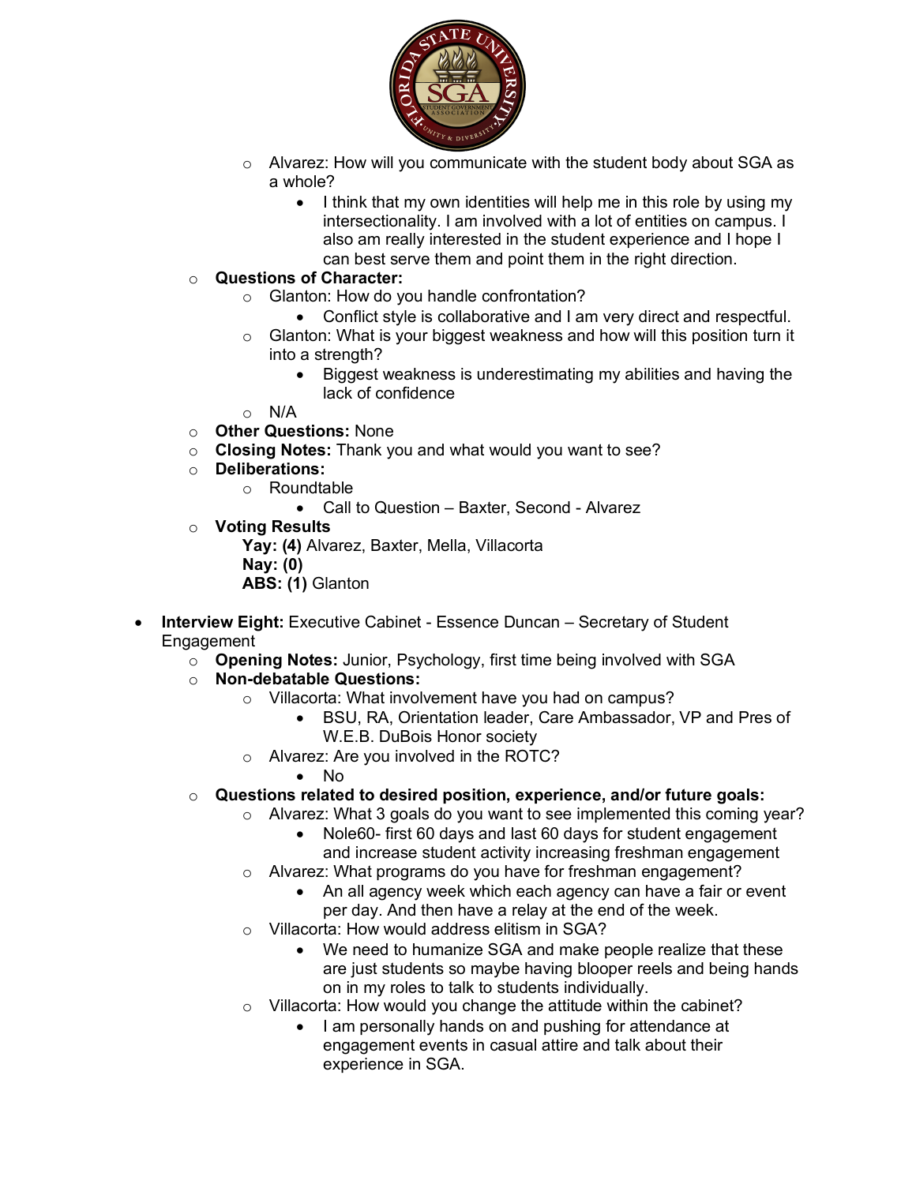- Alvarez: How will you communicate with the student body about SGA as a whole?
     - I think that my own identities will help me in this role by using my intersectionality. I am involved with a lot of entities on campus. I also am really interested in the student experience and I hope I can best serve them and point them in the right direction.
- **Questions of Character:**
  - Glanton: How do you handle confrontation?
    - Conflict style is collaborative and I am very direct and respectful.
  - Glanton: What is your biggest weakness and how will this position turn it into a strength?
    - Biggest weakness is underestimating my abilities and having the lack of confidence
  - N/A
- **Other Questions:** None
- **Closing Notes:** Thank you and what would you want to see?
- **Deliberations:**
  - Roundtable
    - Call to Question – Baxter, Second - Alvarez
- **Voting Results**

  **Yay: (4)** Alvarez, Baxter, Mella, Villacorta
  **Nay: (0)**
  **ABS: (1)** Glanton

- **Interview Eight:** Executive Cabinet - Essence Duncan – Secretary of Student Engagement
  - **Opening Notes:** Junior, Psychology, first time being involved with SGA
  - **Non-debatable Questions:**
    - Villacorta: What involvement have you had on campus?
      - BSU, RA, Orientation leader, Care Ambassador, VP and Pres of W.E.B. DuBois Honor society
    - Alvarez: Are you involved in the ROTC?
      - No
  - **Questions related to desired position, experience, and/or future goals:**
    - Alvarez: What 3 goals do you want to see implemented this coming year?
      - Nole60- first 60 days and last 60 days for student engagement and increase student activity increasing freshman engagement
    - Alvarez: What programs do you have for freshman engagement?
      - An all agency week which each agency can have a fair or event per day. And then have a relay at the end of the week.
    - Villacorta: How would address elitism in SGA?
      - We need to humanize SGA and make people realize that these are just students so maybe having blooper reels and being hands on in my roles to talk to students individually.
    - Villacorta: How would you change the attitude within the cabinet?
      - I am personally hands on and pushing for attendance at engagement events in casual attire and talk about their experience in SGA.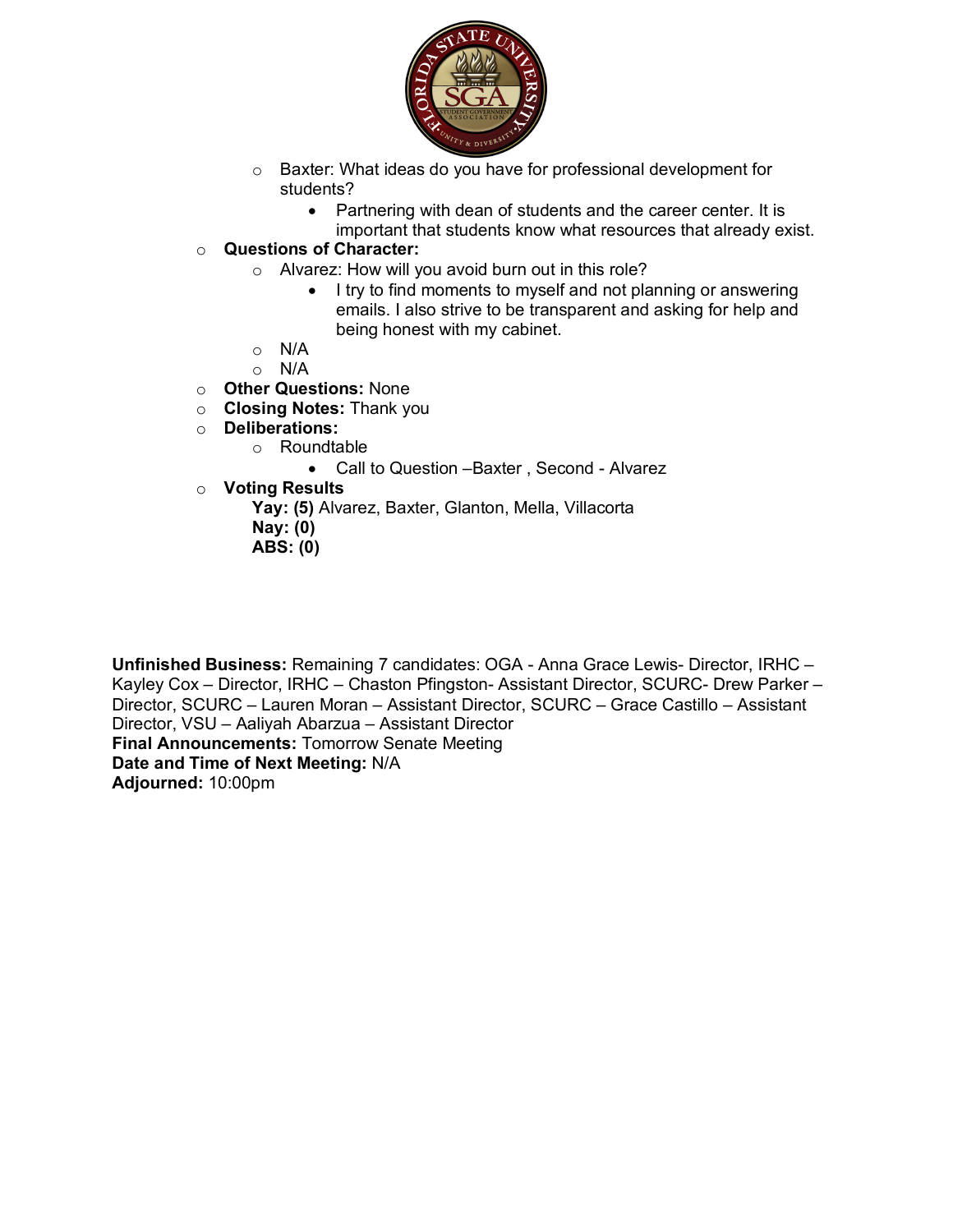- Baxter: What ideas do you have for professional development for students?
  - Partnering with dean of students and the career center. It is important that students know what resources that already exist.
- **Questions of Character:**
  - Alvarez: How will you avoid burn out in this role?
    - I try to find moments to myself and not planning or answering emails. I also strive to be transparent and asking for help and being honest with my cabinet.
  - N/A
  - N/A
- **Other Questions:** None
- **Closing Notes:** Thank you
- **Deliberations:**
  - Roundtable
    - Call to Question –Baxter , Second - Alvarez
- **Voting Results**

  **Yay: (5)** Alvarez, Baxter, Glanton, Mella, Villacorta
  **Nay: (0)**
  **ABS: (0)**

**Unfinished Business:** Remaining 7 candidates: OGA - Anna Grace Lewis- Director, IRHC – Kayley Cox – Director, IRHC – Chaston Pfingston- Assistant Director, SCURC- Drew Parker – Director, SCURC – Lauren Moran – Assistant Director, SCURC – Grace Castillo – Assistant Director, VSU – Aaliyah Abarzua – Assistant Director
**Final Announcements:** Tomorrow Senate Meeting
**Date and Time of Next Meeting:** N/A
**Adjourned:** 10:00pm